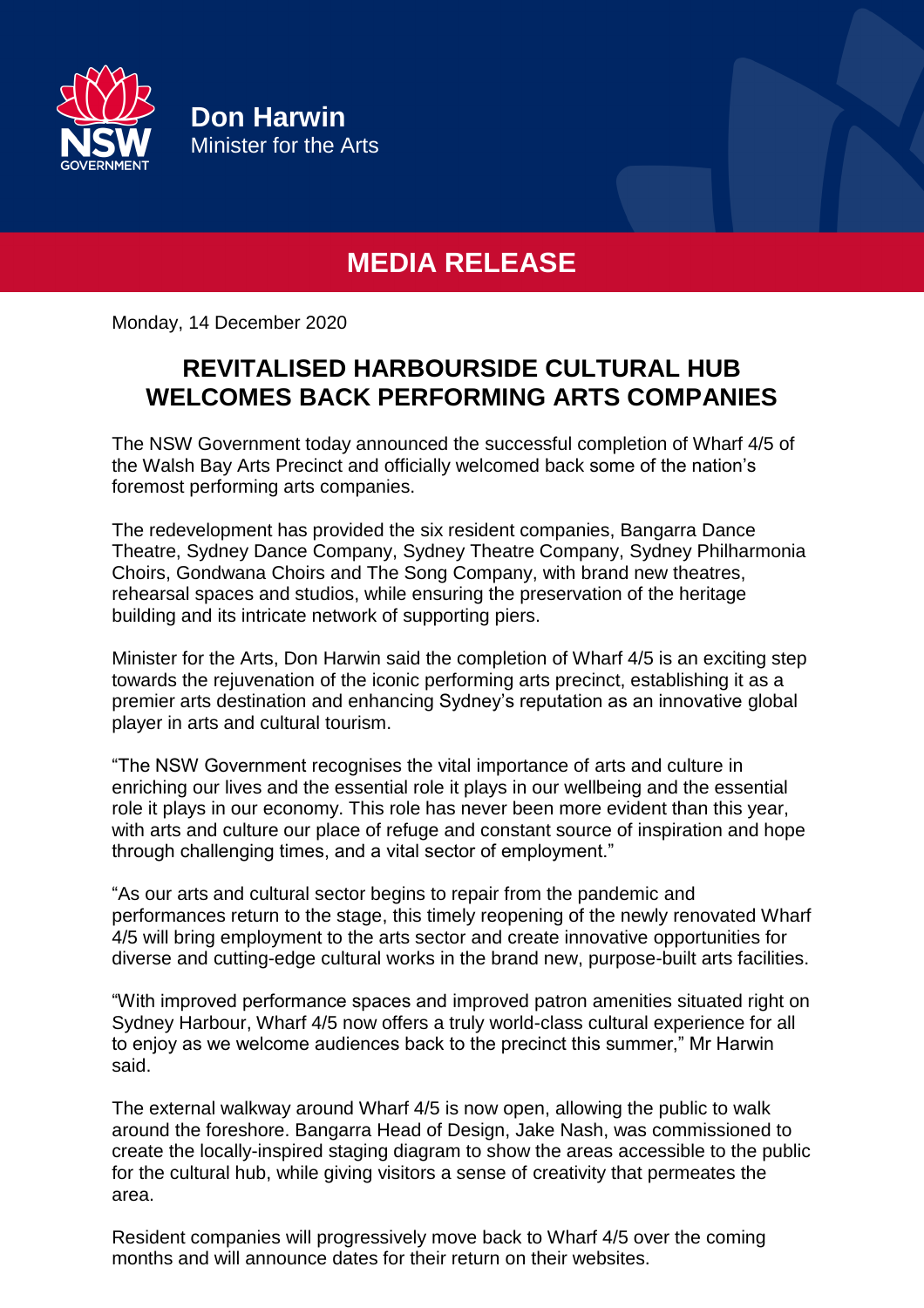**Don Harwin**
Minister for the Arts

# MEDIA RELEASE

Monday, 14 December 2020

## REVITALISED HARBOURSIDE CULTURAL HUB WELCOMES BACK PERFORMING ARTS COMPANIES

The NSW Government today announced the successful completion of Wharf 4/5 of the Walsh Bay Arts Precinct and officially welcomed back some of the nation's foremost performing arts companies.

The redevelopment has provided the six resident companies, Bangarra Dance Theatre, Sydney Dance Company, Sydney Theatre Company, Sydney Philharmonia Choirs, Gondwana Choirs and The Song Company, with brand new theatres, rehearsal spaces and studios, while ensuring the preservation of the heritage building and its intricate network of supporting piers.

Minister for the Arts, Don Harwin said the completion of Wharf 4/5 is an exciting step towards the rejuvenation of the iconic performing arts precinct, establishing it as a premier arts destination and enhancing Sydney's reputation as an innovative global player in arts and cultural tourism.

"The NSW Government recognises the vital importance of arts and culture in enriching our lives and the essential role it plays in our wellbeing and the essential role it plays in our economy. This role has never been more evident than this year, with arts and culture our place of refuge and constant source of inspiration and hope through challenging times, and a vital sector of employment."

"As our arts and cultural sector begins to repair from the pandemic and performances return to the stage, this timely reopening of the newly renovated Wharf 4/5 will bring employment to the arts sector and create innovative opportunities for diverse and cutting-edge cultural works in the brand new, purpose-built arts facilities.

"With improved performance spaces and improved patron amenities situated right on Sydney Harbour, Wharf 4/5 now offers a truly world-class cultural experience for all to enjoy as we welcome audiences back to the precinct this summer," Mr Harwin said.

The external walkway around Wharf 4/5 is now open, allowing the public to walk around the foreshore. Bangarra Head of Design, Jake Nash, was commissioned to create the locally-inspired staging diagram to show the areas accessible to the public for the cultural hub, while giving visitors a sense of creativity that permeates the area.

Resident companies will progressively move back to Wharf 4/5 over the coming months and will announce dates for their return on their websites.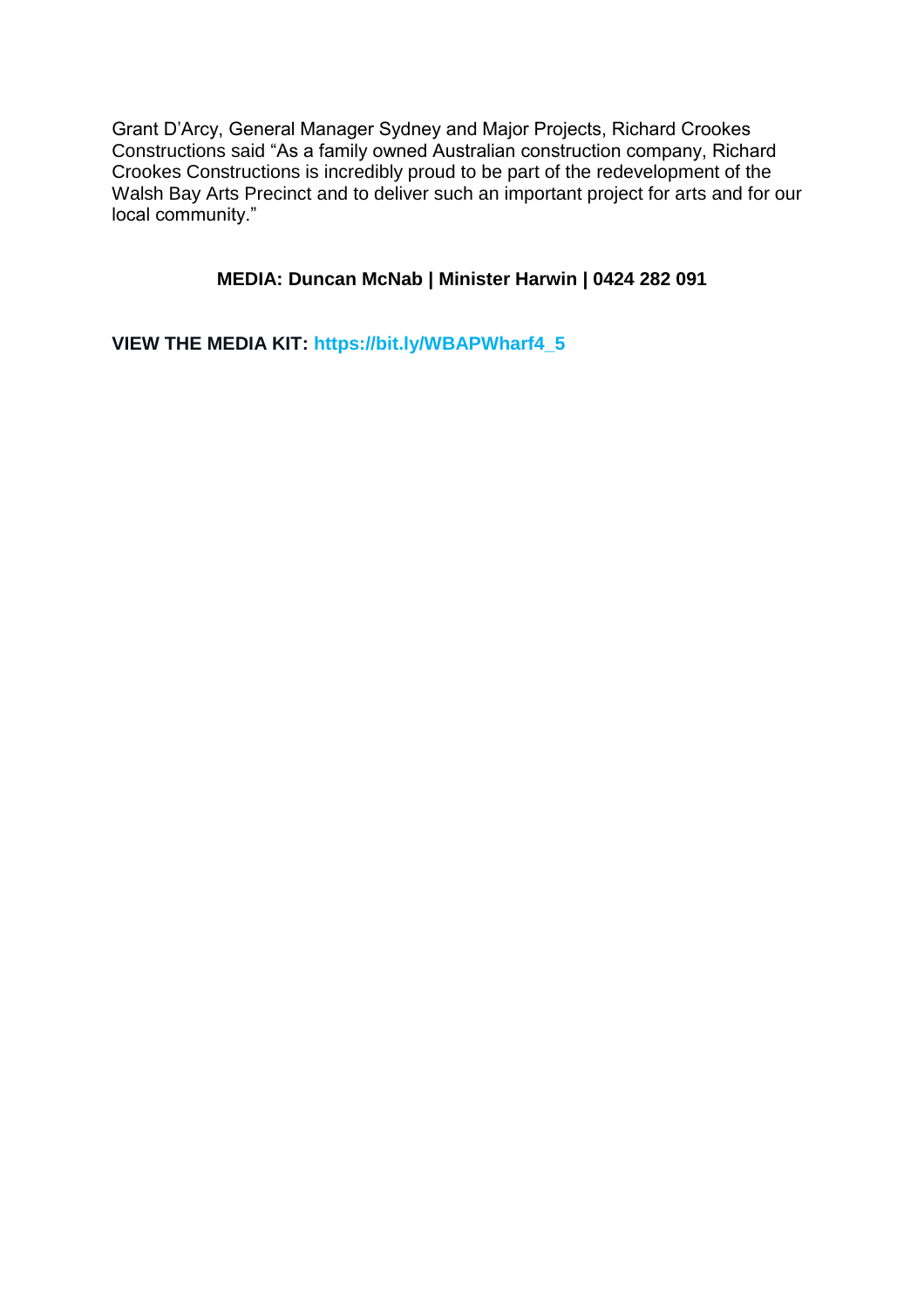Grant D'Arcy, General Manager Sydney and Major Projects, Richard Crookes Constructions said "As a family owned Australian construction company, Richard Crookes Constructions is incredibly proud to be part of the redevelopment of the Walsh Bay Arts Precinct and to deliver such an important project for arts and for our local community."

**MEDIA: Duncan McNab | Minister Harwin | 0424 282 091**

**VIEW THE MEDIA KIT: https://bit.ly/WBAPWharf4_5**